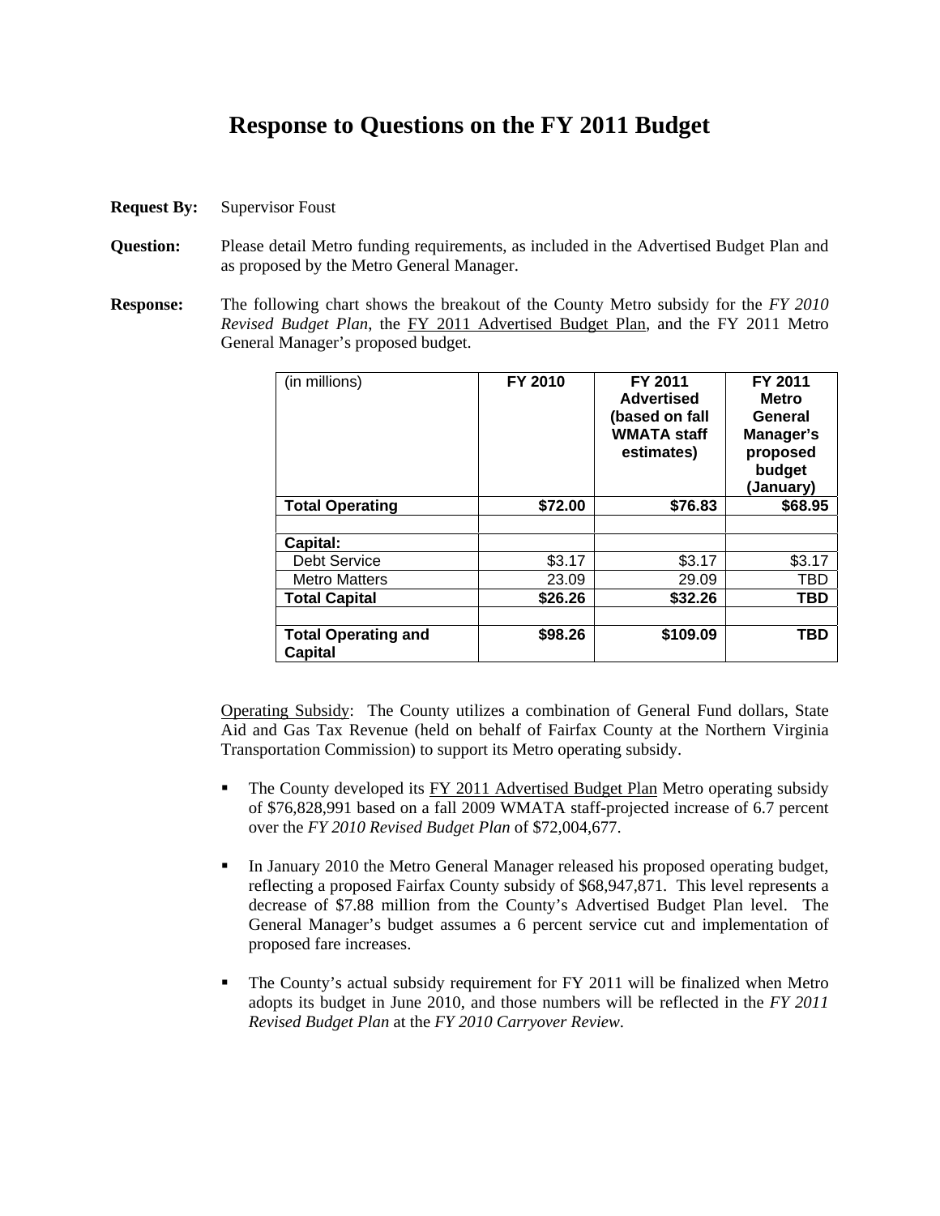# Response to Questions on the FY 2011 Budget

**Request By:** Supervisor Foust

**Question:** Please detail Metro funding requirements, as included in the Advertised Budget Plan and as proposed by the Metro General Manager.

**Response:** The following chart shows the breakout of the County Metro subsidy for the *FY 2010 Revised Budget Plan*, the FY 2011 Advertised Budget Plan, and the FY 2011 Metro General Manager's proposed budget.

| (in millions) | FY 2010 | FY 2011 Advertised (based on fall WMATA staff estimates) | FY 2011 Metro General Manager's proposed budget (January) |
|---|---|---|---|
| **Total Operating** | **$72.00** | **$76.83** | **$68.95** |
| | | | |
| **Capital:** | | | |
| Debt Service | $3.17 | $3.17 | $3.17 |
| Metro Matters | 23.09 | 29.09 | TBD |
| **Total Capital** | **$26.26** | **$32.26** | **TBD** |
| | | | |
| **Total Operating and Capital** | **$98.26** | **$109.09** | **TBD** |

Operating Subsidy: The County utilizes a combination of General Fund dollars, State Aid and Gas Tax Revenue (held on behalf of Fairfax County at the Northern Virginia Transportation Commission) to support its Metro operating subsidy.

- The County developed its FY 2011 Advertised Budget Plan Metro operating subsidy of $76,828,991 based on a fall 2009 WMATA staff-projected increase of 6.7 percent over the *FY 2010 Revised Budget Plan* of $72,004,677.
- In January 2010 the Metro General Manager released his proposed operating budget, reflecting a proposed Fairfax County subsidy of $68,947,871. This level represents a decrease of $7.88 million from the County's Advertised Budget Plan level. The General Manager's budget assumes a 6 percent service cut and implementation of proposed fare increases.
- The County's actual subsidy requirement for FY 2011 will be finalized when Metro adopts its budget in June 2010, and those numbers will be reflected in the *FY 2011 Revised Budget Plan* at the *FY 2010 Carryover Review*.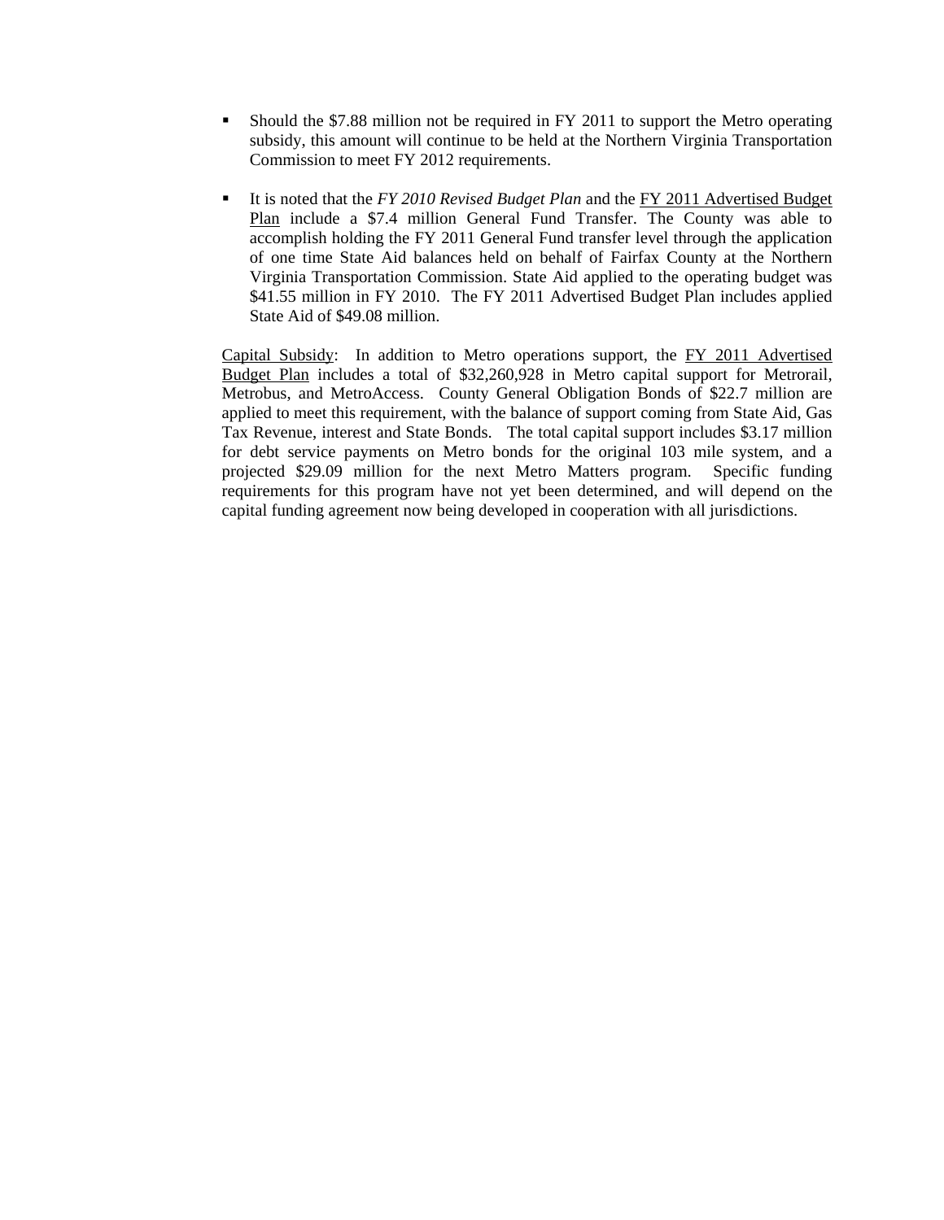- Should the $7.88 million not be required in FY 2011 to support the Metro operating subsidy, this amount will continue to be held at the Northern Virginia Transportation Commission to meet FY 2012 requirements.

- It is noted that the *FY 2010 Revised Budget Plan* and the FY 2011 Advertised Budget Plan include a $7.4 million General Fund Transfer. The County was able to accomplish holding the FY 2011 General Fund transfer level through the application of one time State Aid balances held on behalf of Fairfax County at the Northern Virginia Transportation Commission. State Aid applied to the operating budget was $41.55 million in FY 2010. The FY 2011 Advertised Budget Plan includes applied State Aid of $49.08 million.

Capital Subsidy: In addition to Metro operations support, the FY 2011 Advertised Budget Plan includes a total of $32,260,928 in Metro capital support for Metrorail, Metrobus, and MetroAccess. County General Obligation Bonds of $22.7 million are applied to meet this requirement, with the balance of support coming from State Aid, Gas Tax Revenue, interest and State Bonds. The total capital support includes $3.17 million for debt service payments on Metro bonds for the original 103 mile system, and a projected $29.09 million for the next Metro Matters program. Specific funding requirements for this program have not yet been determined, and will depend on the capital funding agreement now being developed in cooperation with all jurisdictions.